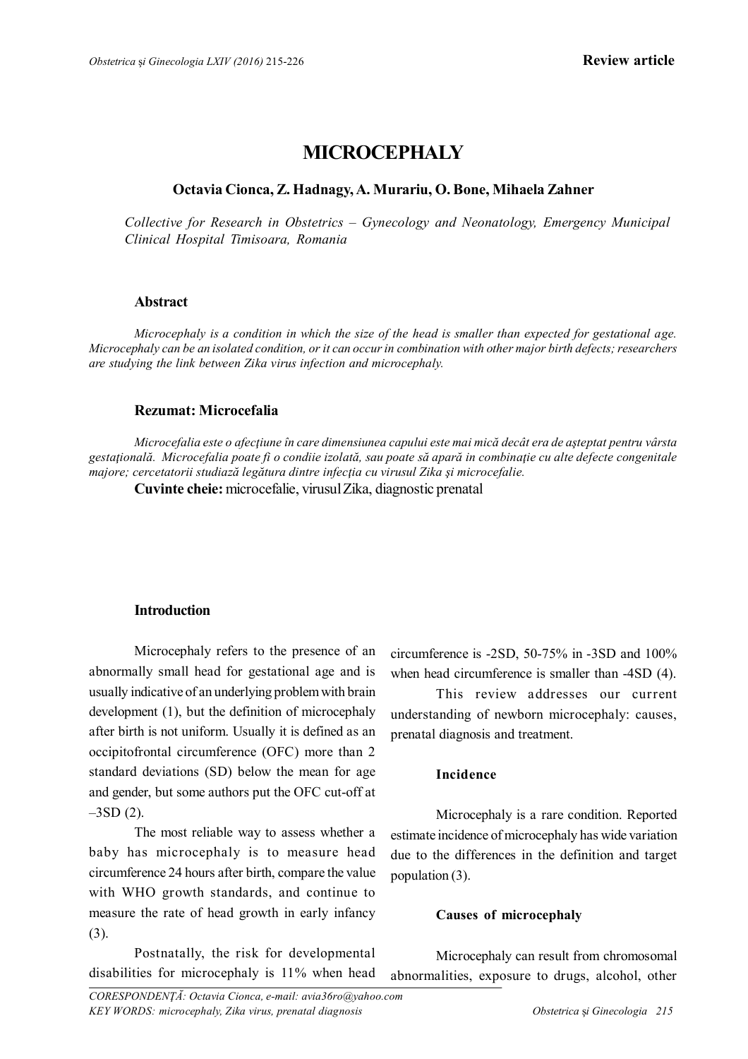Review article

# MICROCEPHALY

**Octavia Cionca, Z. Hadnagy, A. Murariu, O. Bone, Mihaela Zahner**

*Collective for Research in Obstetrics – Gynecology and Neonatology, Emergency Municipal Clinical Hospital Timisoara, Romania*

### Abstract

*Microcephaly is a condition in which the size of the head is smaller than expected for gestational age. Microcephaly can be an isolated condition, or it can occur in combination with other major birth defects; researchers are studying the link between Zika virus infection and microcephaly.*

### Rezumat: Microcefalia

*Microcefalia este o afecțiune în care dimensiunea capului este mai mică decât era de așteptat pentru vârsta gestațională. Microcefalia poate fi o condiie izolată, sau poate să apară in combinație cu alte defecte congenitale majore; cercetatorii studiază legătura dintre infecția cu virusul Zika și microcefalie.*

**Cuvinte cheie:** microcefalie, virusul Zika, diagnostic prenatal

### Introduction

Microcephaly refers to the presence of an abnormally small head for gestational age and is usually indicative of an underlying problem with brain development (1), but the definition of microcephaly after birth is not uniform. Usually it is defined as an occipitofrontal circumference (OFC) more than 2 standard deviations (SD) below the mean for age and gender, but some authors put the OFC cut-off at –3SD (2).

The most reliable way to assess whether a baby has microcephaly is to measure head circumference 24 hours after birth, compare the value with WHO growth standards, and continue to measure the rate of head growth in early infancy (3).

Postnatally, the risk for developmental disabilities for microcephaly is 11% when head circumference is -2SD, 50-75% in -3SD and 100% when head circumference is smaller than -4SD (4).

This review addresses our current understanding of newborn microcephaly: causes, prenatal diagnosis and treatment.

### Incidence

Microcephaly is a rare condition. Reported estimate incidence of microcephaly has wide variation due to the differences in the definition and target population (3).

### Causes of microcephaly

Microcephaly can result from chromosomal abnormalities, exposure to drugs, alcohol, other

CORESPONDENȚĂ: Octavia Cionca, e-mail: avia36ro@yahoo.com
KEY WORDS: microcephaly, Zika virus, prenatal diagnosis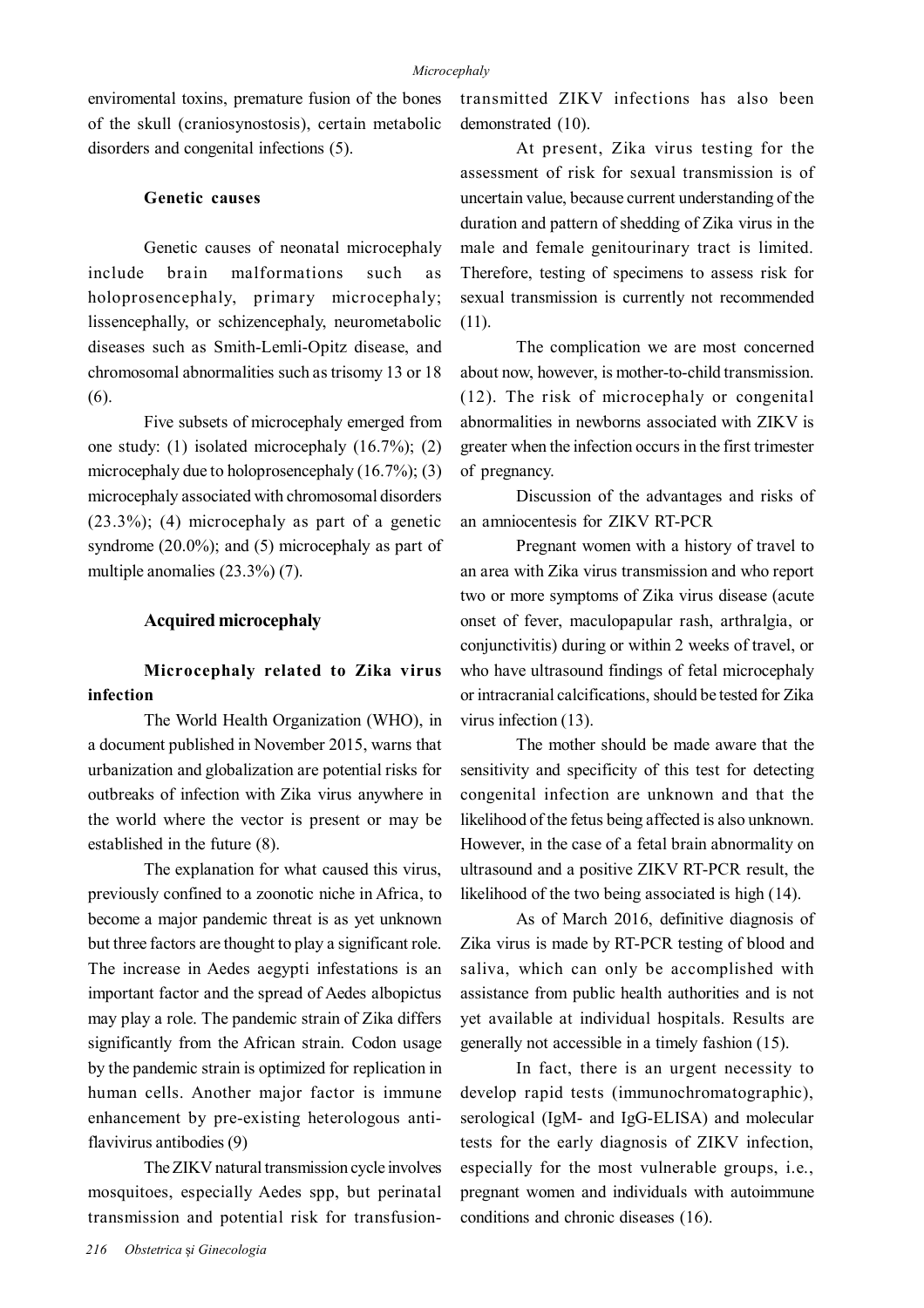enviromental toxins, premature fusion of the bones of the skull (craniosynostosis), certain metabolic disorders and congenital infections (5).

### Genetic causes

Genetic causes of neonatal microcephaly include brain malformations such as holoprosencephaly, primary microcephaly; lissencephally, or schizencephaly, neurometabolic diseases such as Smith-Lemli-Opitz disease, and chromosomal abnormalities such as trisomy 13 or 18 (6).

Five subsets of microcephaly emerged from one study: (1) isolated microcephaly (16.7%); (2) microcephaly due to holoprosencephaly (16.7%); (3) microcephaly associated with chromosomal disorders (23.3%); (4) microcephaly as part of a genetic syndrome (20.0%); and (5) microcephaly as part of multiple anomalies (23.3%) (7).

### Acquired microcephaly

#### Microcephaly related to Zika virus infection

The World Health Organization (WHO), in a document published in November 2015, warns that urbanization and globalization are potential risks for outbreaks of infection with Zika virus anywhere in the world where the vector is present or may be established in the future (8).

The explanation for what caused this virus, previously confined to a zoonotic niche in Africa, to become a major pandemic threat is as yet unknown but three factors are thought to play a significant role. The increase in Aedes aegypti infestations is an important factor and the spread of Aedes albopictus may play a role. The pandemic strain of Zika differs significantly from the African strain. Codon usage by the pandemic strain is optimized for replication in human cells. Another major factor is immune enhancement by pre-existing heterologous anti-flavivirus antibodies (9)

The ZIKV natural transmission cycle involves mosquitoes, especially Aedes spp, but perinatal transmission and potential risk for transfusion-transmitted ZIKV infections has also been demonstrated (10).

At present, Zika virus testing for the assessment of risk for sexual transmission is of uncertain value, because current understanding of the duration and pattern of shedding of Zika virus in the male and female genitourinary tract is limited. Therefore, testing of specimens to assess risk for sexual transmission is currently not recommended (11).

The complication we are most concerned about now, however, is mother-to-child transmission. (12). The risk of microcephaly or congenital abnormalities in newborns associated with ZIKV is greater when the infection occurs in the first trimester of pregnancy.

Discussion of the advantages and risks of an amniocentesis for ZIKV RT-PCR

Pregnant women with a history of travel to an area with Zika virus transmission and who report two or more symptoms of Zika virus disease (acute onset of fever, maculopapular rash, arthralgia, or conjunctivitis) during or within 2 weeks of travel, or who have ultrasound findings of fetal microcephaly or intracranial calcifications, should be tested for Zika virus infection (13).

The mother should be made aware that the sensitivity and specificity of this test for detecting congenital infection are unknown and that the likelihood of the fetus being affected is also unknown. However, in the case of a fetal brain abnormality on ultrasound and a positive ZIKV RT-PCR result, the likelihood of the two being associated is high (14).

As of March 2016, definitive diagnosis of Zika virus is made by RT-PCR testing of blood and saliva, which can only be accomplished with assistance from public health authorities and is not yet available at individual hospitals. Results are generally not accessible in a timely fashion (15).

In fact, there is an urgent necessity to develop rapid tests (immunochromatographic), serological (IgM- and IgG-ELISA) and molecular tests for the early diagnosis of ZIKV infection, especially for the most vulnerable groups, i.e., pregnant women and individuals with autoimmune conditions and chronic diseases (16).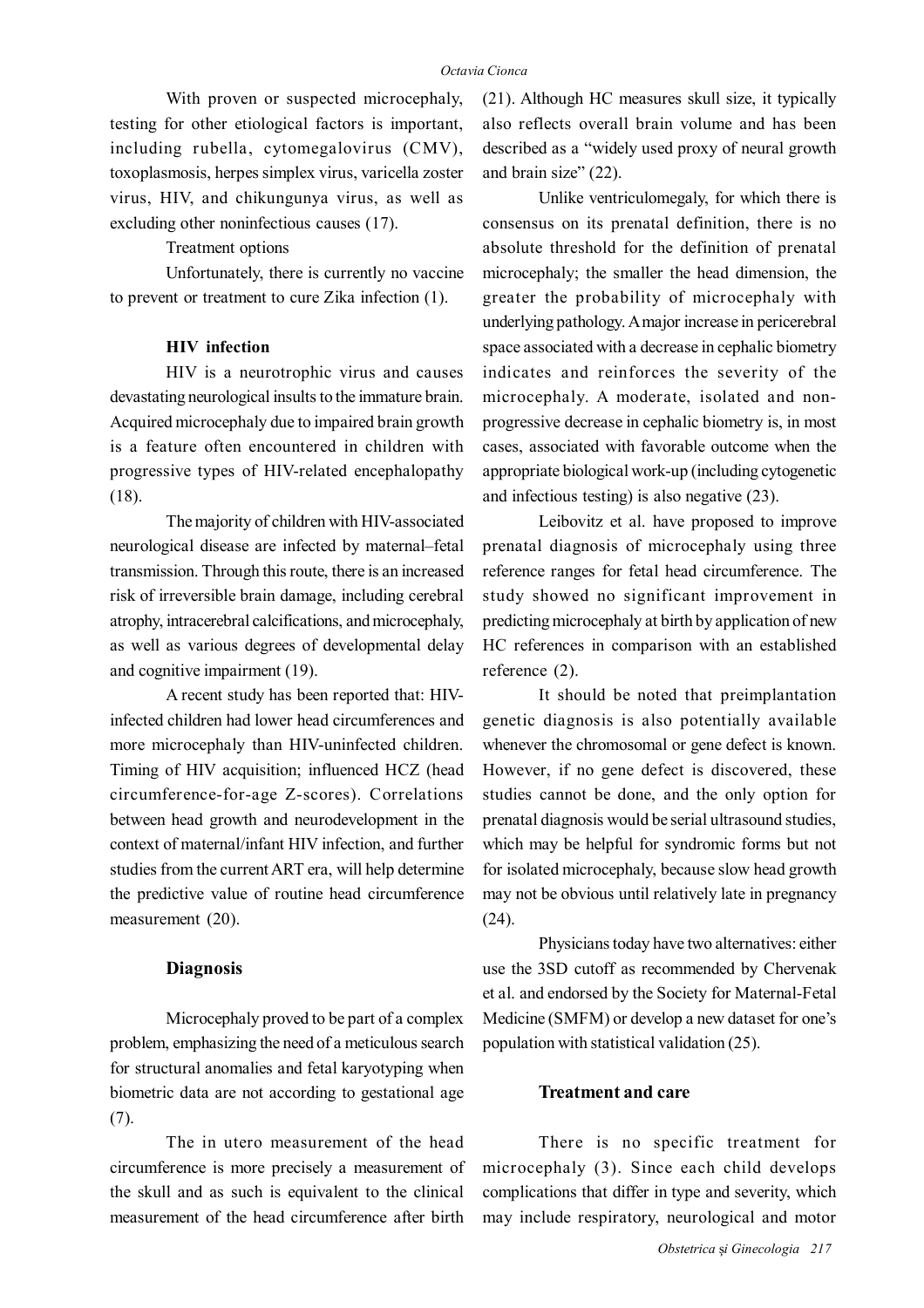With proven or suspected microcephaly, testing for other etiological factors is important, including rubella, cytomegalovirus (CMV), toxoplasmosis, herpes simplex virus, varicella zoster virus, HIV, and chikungunya virus, as well as excluding other noninfectious causes (17).

Treatment options

Unfortunately, there is currently no vaccine to prevent or treatment to cure Zika infection (1).

### HIV infection

HIV is a neurotrophic virus and causes devastating neurological insults to the immature brain. Acquired microcephaly due to impaired brain growth is a feature often encountered in children with progressive types of HIV-related encephalopathy (18).

The majority of children with HIV-associated neurological disease are infected by maternal–fetal transmission. Through this route, there is an increased risk of irreversible brain damage, including cerebral atrophy, intracerebral calcifications, and microcephaly, as well as various degrees of developmental delay and cognitive impairment (19).

A recent study has been reported that: HIV-infected children had lower head circumferences and more microcephaly than HIV-uninfected children. Timing of HIV acquisition; influenced HCZ (head circumference-for-age Z-scores). Correlations between head growth and neurodevelopment in the context of maternal/infant HIV infection, and further studies from the current ART era, will help determine the predictive value of routine head circumference measurement (20).

## Diagnosis

Microcephaly proved to be part of a complex problem, emphasizing the need of a meticulous search for structural anomalies and fetal karyotyping when biometric data are not according to gestational age (7).

The in utero measurement of the head circumference is more precisely a measurement of the skull and as such is equivalent to the clinical measurement of the head circumference after birth (21). Although HC measures skull size, it typically also reflects overall brain volume and has been described as a "widely used proxy of neural growth and brain size" (22).

Unlike ventriculomegaly, for which there is consensus on its prenatal definition, there is no absolute threshold for the definition of prenatal microcephaly; the smaller the head dimension, the greater the probability of microcephaly with underlying pathology. A major increase in pericerebral space associated with a decrease in cephalic biometry indicates and reinforces the severity of the microcephaly. A moderate, isolated and non-progressive decrease in cephalic biometry is, in most cases, associated with favorable outcome when the appropriate biological work-up (including cytogenetic and infectious testing) is also negative (23).

Leibovitz et al. have proposed to improve prenatal diagnosis of microcephaly using three reference ranges for fetal head circumference. The study showed no significant improvement in predicting microcephaly at birth by application of new HC references in comparison with an established reference (2).

It should be noted that preimplantation genetic diagnosis is also potentially available whenever the chromosomal or gene defect is known. However, if no gene defect is discovered, these studies cannot be done, and the only option for prenatal diagnosis would be serial ultrasound studies, which may be helpful for syndromic forms but not for isolated microcephaly, because slow head growth may not be obvious until relatively late in pregnancy (24).

Physicians today have two alternatives: either use the 3SD cutoff as recommended by Chervenak et al. and endorsed by the Society for Maternal-Fetal Medicine (SMFM) or develop a new dataset for one's population with statistical validation (25).

## Treatment and care

There is no specific treatment for microcephaly (3). Since each child develops complications that differ in type and severity, which may include respiratory, neurological and motor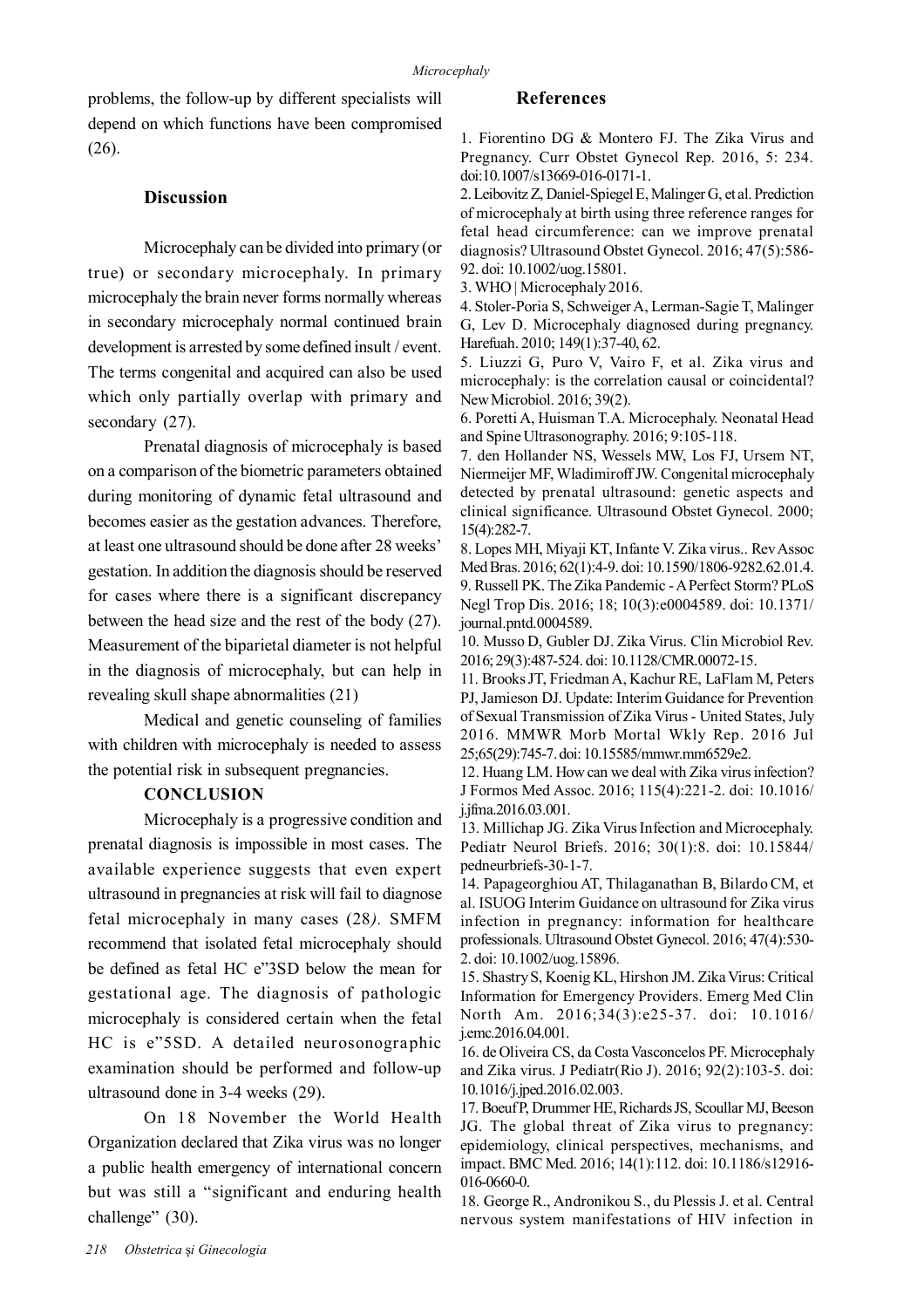problems, the follow-up by different specialists will depend on which functions have been compromised (26).

## Discussion

Microcephaly can be divided into primary (or true) or secondary microcephaly. In primary microcephaly the brain never forms normally whereas in secondary microcephaly normal continued brain development is arrested by some defined insult / event. The terms congenital and acquired can also be used which only partially overlap with primary and secondary (27).

Prenatal diagnosis of microcephaly is based on a comparison of the biometric parameters obtained during monitoring of dynamic fetal ultrasound and becomes easier as the gestation advances. Therefore, at least one ultrasound should be done after 28 weeks' gestation. In addition the diagnosis should be reserved for cases where there is a significant discrepancy between the head size and the rest of the body (27). Measurement of the biparietal diameter is not helpful in the diagnosis of microcephaly, but can help in revealing skull shape abnormalities (21)

Medical and genetic counseling of families with children with microcephaly is needed to assess the potential risk in subsequent pregnancies.

## CONCLUSION

Microcephaly is a progressive condition and prenatal diagnosis is impossible in most cases. The available experience suggests that even expert ultrasound in pregnancies at risk will fail to diagnose fetal microcephaly in many cases (28*)*. SMFM recommend that isolated fetal microcephaly should be defined as fetal HC e"3SD below the mean for gestational age. The diagnosis of pathologic microcephaly is considered certain when the fetal HC is e"5SD. A detailed neurosonographic examination should be performed and follow-up ultrasound done in 3-4 weeks (29).

On 18 November the World Health Organization declared that Zika virus was no longer a public health emergency of international concern but was still a "significant and enduring health challenge" (30).

## References

1. Fiorentino DG & Montero FJ. The Zika Virus and Pregnancy. Curr Obstet Gynecol Rep. 2016, 5: 234. doi:10.1007/s13669-016-0171-1.
2. Leibovitz Z, Daniel-Spiegel E, Malinger G, et al. Prediction of microcephaly at birth using three reference ranges for fetal head circumference: can we improve prenatal diagnosis? Ultrasound Obstet Gynecol. 2016; 47(5):586-92. doi: 10.1002/uog.15801.
3. WHO | Microcephaly 2016.
4. Stoler-Poria S, Schweiger A, Lerman-Sagie T, Malinger G, Lev D. Microcephaly diagnosed during pregnancy. Harefuah. 2010; 149(1):37-40, 62.
5. Liuzzi G, Puro V, Vairo F, et al. Zika virus and microcephaly: is the correlation causal or coincidental? New Microbiol. 2016; 39(2).
6. Poretti A, Huisman T.A. Microcephaly. Neonatal Head and Spine Ultrasonography. 2016; 9:105-118.
7. den Hollander NS, Wessels MW, Los FJ, Ursem NT, Niermeijer MF, Wladimiroff JW. Congenital microcephaly detected by prenatal ultrasound: genetic aspects and clinical significance. Ultrasound Obstet Gynecol. 2000; 15(4):282-7.
8. Lopes MH, Miyaji KT, Infante V. Zika virus.. Rev Assoc Med Bras. 2016; 62(1):4-9. doi: 10.1590/1806-9282.62.01.4.
9. Russell PK. The Zika Pandemic - A Perfect Storm? PLoS Negl Trop Dis. 2016; 18; 10(3):e0004589. doi: 10.1371/journal.pntd.0004589.
10. Musso D, Gubler DJ. Zika Virus. Clin Microbiol Rev. 2016; 29(3):487-524. doi: 10.1128/CMR.00072-15.
11. Brooks JT, Friedman A, Kachur RE, LaFlam M, Peters PJ, Jamieson DJ. Update: Interim Guidance for Prevention of Sexual Transmission of Zika Virus - United States, July 2016. MMWR Morb Mortal Wkly Rep. 2016 Jul 25;65(29):745-7. doi: 10.15585/mmwr.mm6529e2.
12. Huang LM. How can we deal with Zika virus infection? J Formos Med Assoc. 2016; 115(4):221-2. doi: 10.1016/j.jfma.2016.03.001.
13. Millichap JG. Zika Virus Infection and Microcephaly. Pediatr Neurol Briefs. 2016; 30(1):8. doi: 10.15844/pedneurbriefs-30-1-7.
14. Papageorghiou AT, Thilaganathan B, Bilardo CM, et al. ISUOG Interim Guidance on ultrasound for Zika virus infection in pregnancy: information for healthcare professionals. Ultrasound Obstet Gynecol. 2016; 47(4):530-2. doi: 10.1002/uog.15896.
15. Shastry S, Koenig KL, Hirshon JM. Zika Virus: Critical Information for Emergency Providers. Emerg Med Clin North Am. 2016;34(3):e25-37. doi: 10.1016/j.emc.2016.04.001.
16. de Oliveira CS, da Costa Vasconcelos PF. Microcephaly and Zika virus. J Pediatr(Rio J). 2016; 92(2):103-5. doi: 10.1016/j.jped.2016.02.003.
17. Boeuf P, Drummer HE, Richards JS, Scoullar MJ, Beeson JG. The global threat of Zika virus to pregnancy: epidemiology, clinical perspectives, mechanisms, and impact. BMC Med. 2016; 14(1):112. doi: 10.1186/s12916-016-0660-0.
18. George R., Andronikou S., du Plessis J. et al. Central nervous system manifestations of HIV infection in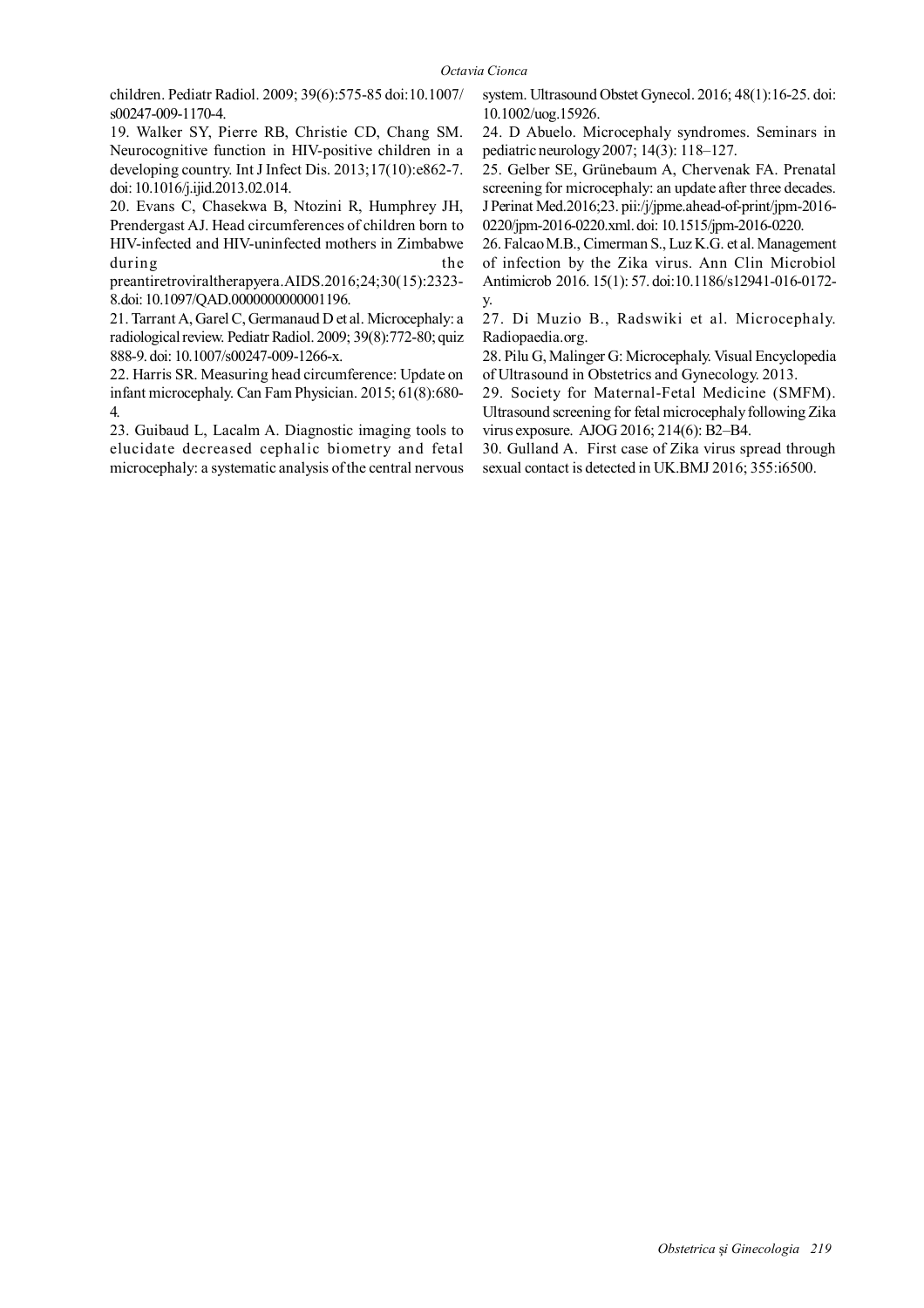children. Pediatr Radiol. 2009; 39(6):575-85 doi:10.1007/s00247-009-1170-4.

19. Walker SY, Pierre RB, Christie CD, Chang SM. Neurocognitive function in HIV-positive children in a developing country. Int J Infect Dis. 2013;17(10):e862-7. doi: 10.1016/j.ijid.2013.02.014.

20. Evans C, Chasekwa B, Ntozini R, Humphrey JH, Prendergast AJ. Head circumferences of children born to HIV-infected and HIV-uninfected mothers in Zimbabwe during the preantiretroviraltherapyera.AIDS.2016;24;30(15):2323-8.doi: 10.1097/QAD.0000000000001196.

21. Tarrant A, Garel C, Germanaud D et al. Microcephaly: a radiological review. Pediatr Radiol. 2009; 39(8):772-80; quiz 888-9. doi: 10.1007/s00247-009-1266-x.

22. Harris SR. Measuring head circumference: Update on infant microcephaly. Can Fam Physician. 2015; 61(8):680-4.

23. Guibaud L, Lacalm A. Diagnostic imaging tools to elucidate decreased cephalic biometry and fetal microcephaly: a systematic analysis of the central nervous system. Ultrasound Obstet Gynecol. 2016; 48(1):16-25. doi: 10.1002/uog.15926.

24. D Abuelo. Microcephaly syndromes. Seminars in pediatric neurology 2007; 14(3): 118–127.

25. Gelber SE, Grünebaum A, Chervenak FA. Prenatal screening for microcephaly: an update after three decades. J Perinat Med.2016;23. pii:/j/jpme.ahead-of-print/jpm-2016-0220/jpm-2016-0220.xml. doi: 10.1515/jpm-2016-0220.

26. Falcao M.B., Cimerman S., Luz K.G. et al. Management of infection by the Zika virus. Ann Clin Microbiol Antimicrob 2016. 15(1): 57. doi:10.1186/s12941-016-0172-y.

27. Di Muzio B., Radswiki et al. Microcephaly. Radiopaedia.org.

28. Pilu G, Malinger G: Microcephaly. Visual Encyclopedia of Ultrasound in Obstetrics and Gynecology. 2013.

29. Society for Maternal-Fetal Medicine (SMFM). Ultrasound screening for fetal microcephaly following Zika virus exposure. AJOG 2016; 214(6): B2–B4.

30. Gulland A. First case of Zika virus spread through sexual contact is detected in UK.BMJ 2016; 355:i6500.